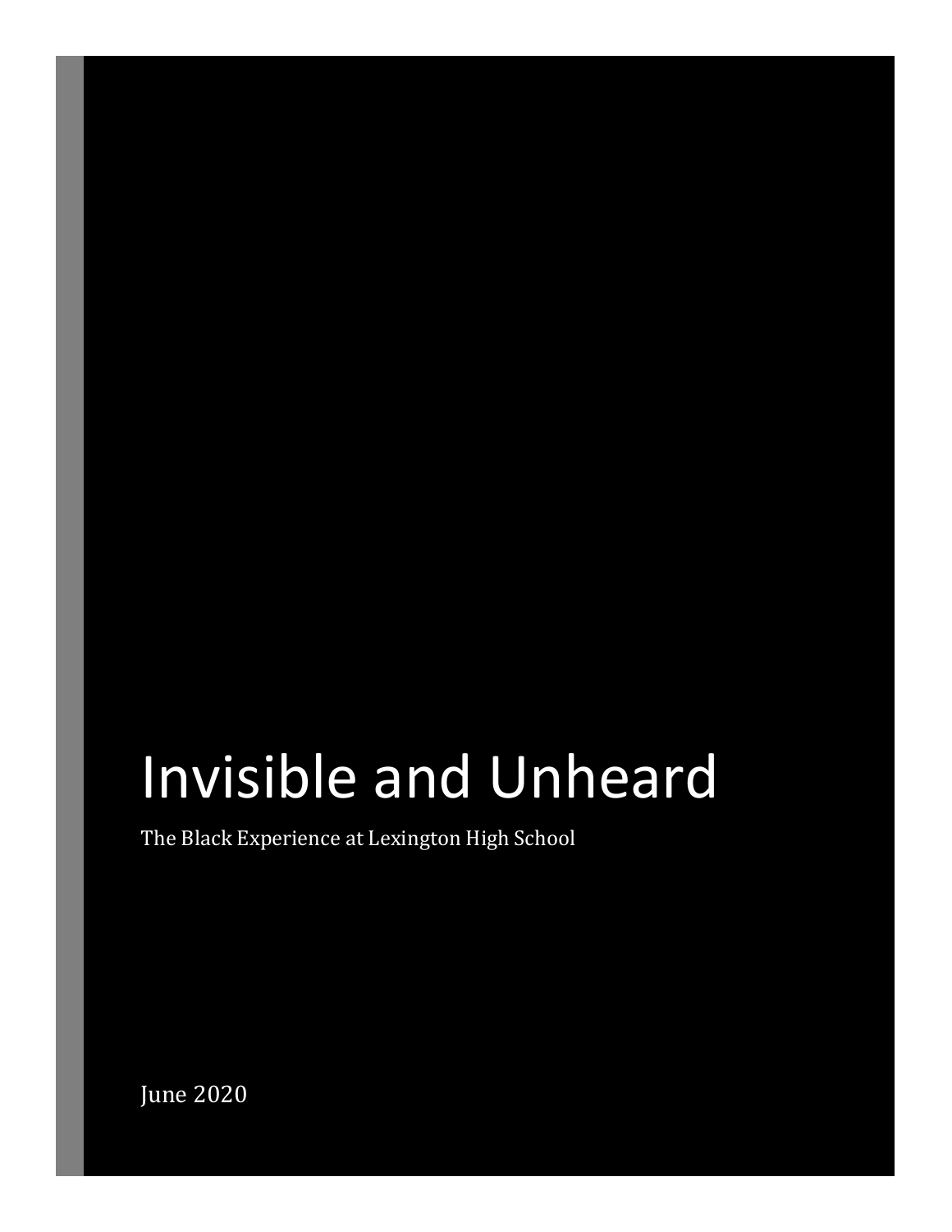# Invisible and Unheard

The Black Experience at Lexington High School

June 2020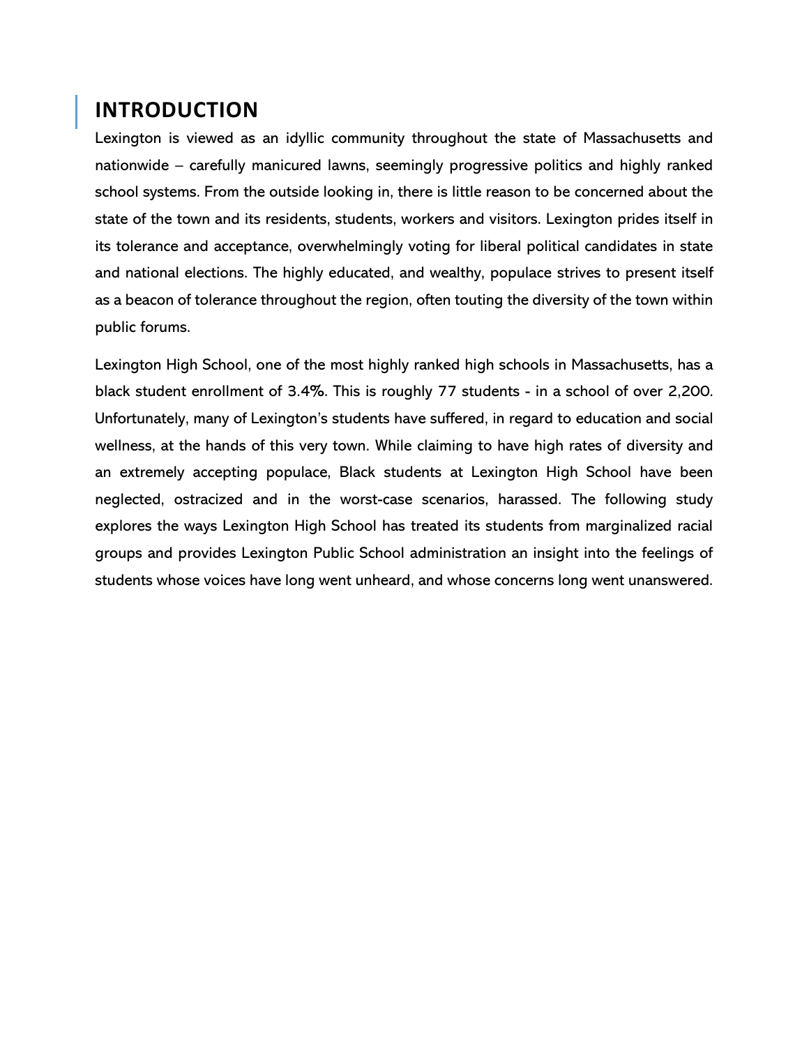# INTRODUCTION

Lexington is viewed as an idyllic community throughout the state of Massachusetts and nationwide – carefully manicured lawns, seemingly progressive politics and highly ranked school systems. From the outside looking in, there is little reason to be concerned about the state of the town and its residents, students, workers and visitors. Lexington prides itself in its tolerance and acceptance, overwhelmingly voting for liberal political candidates in state and national elections. The highly educated, and wealthy, populace strives to present itself as a beacon of tolerance throughout the region, often touting the diversity of the town within public forums.

Lexington High School, one of the most highly ranked high schools in Massachusetts, has a black student enrollment of 3.4%. This is roughly 77 students - in a school of over 2,200. Unfortunately, many of Lexington's students have suffered, in regard to education and social wellness, at the hands of this very town. While claiming to have high rates of diversity and an extremely accepting populace, Black students at Lexington High School have been neglected, ostracized and in the worst-case scenarios, harassed. The following study explores the ways Lexington High School has treated its students from marginalized racial groups and provides Lexington Public School administration an insight into the feelings of students whose voices have long went unheard, and whose concerns long went unanswered.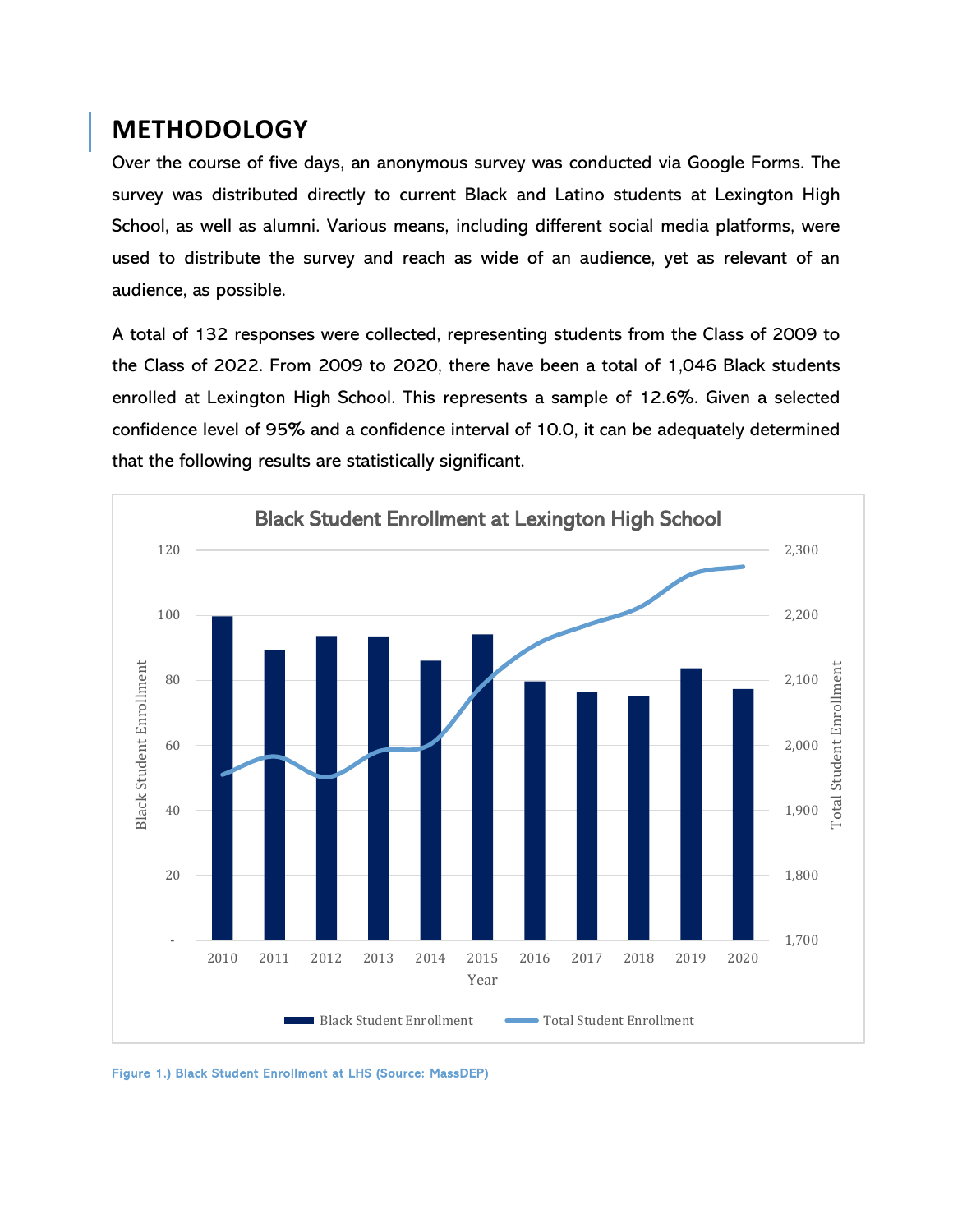## METHODOLOGY

Over the course of five days, an anonymous survey was conducted via Google Forms. The survey was distributed directly to current Black and Latino students at Lexington High School, as well as alumni. Various means, including different social media platforms, were used to distribute the survey and reach as wide of an audience, yet as relevant of an audience, as possible.

A total of 132 responses were collected, representing students from the Class of 2009 to the Class of 2022. From 2009 to 2020, there have been a total of 1,046 Black students enrolled at Lexington High School. This represents a sample of 12.6%. Given a selected confidence level of 95% and a confidence interval of 10.0, it can be adequately determined that the following results are statistically significant.

Figure 1.) Black Student Enrollment at LHS (Source: MassDEP)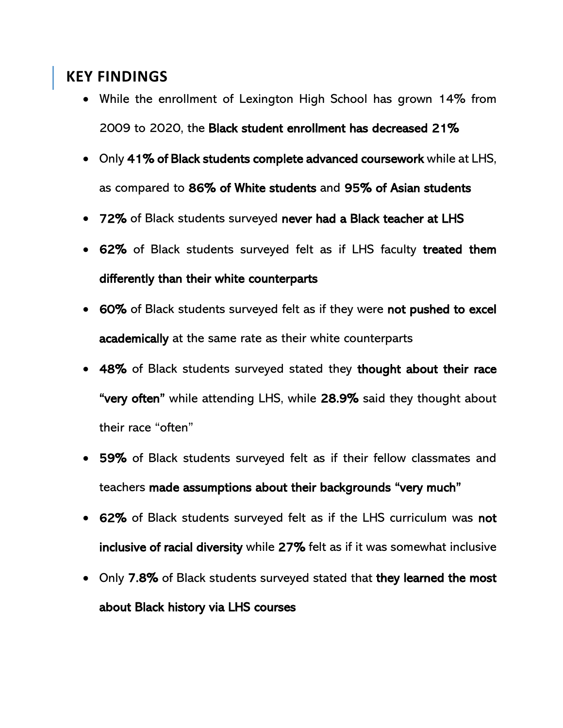## KEY FINDINGS

- While the enrollment of Lexington High School has grown 14% from 2009 to 2020, the **Black student enrollment has decreased 21%**
- Only **41% of Black students complete advanced coursework** while at LHS, as compared to **86% of White students** and **95% of Asian students**
- **72%** of Black students surveyed **never had a Black teacher at LHS**
- **62%** of Black students surveyed felt as if LHS faculty **treated them differently than their white counterparts**
- **60%** of Black students surveyed felt as if they were **not pushed to excel academically** at the same rate as their white counterparts
- **48%** of Black students surveyed stated they **thought about their race "very often"** while attending LHS, while **28.9%** said they thought about their race "often"
- **59%** of Black students surveyed felt as if their fellow classmates and teachers **made assumptions about their backgrounds "very much"**
- **62%** of Black students surveyed felt as if the LHS curriculum was **not inclusive of racial diversity** while **27%** felt as if it was somewhat inclusive
- Only **7.8%** of Black students surveyed stated that **they learned the most about Black history via LHS courses**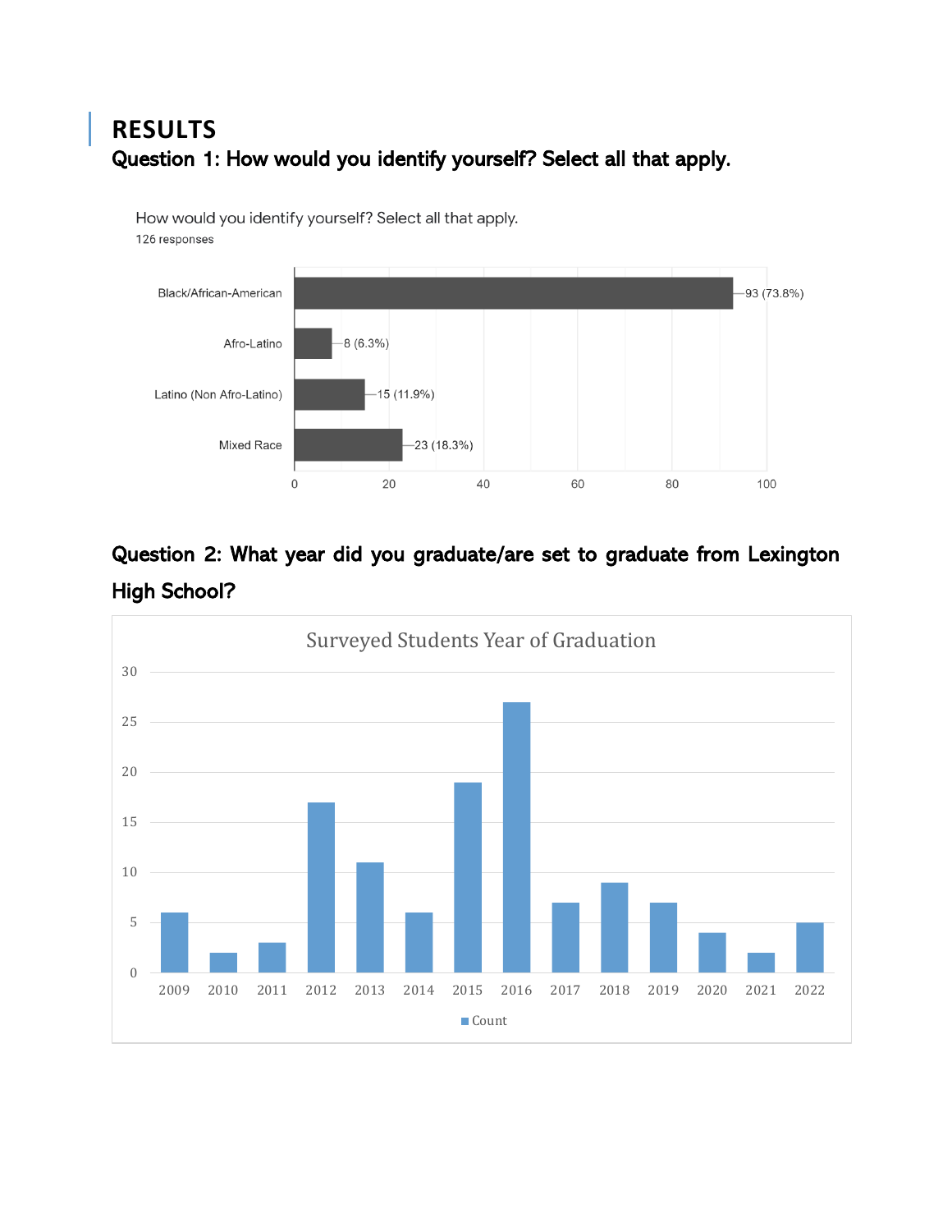## RESULTS

### Question 1: How would you identify yourself? Select all that apply.

How would you identify yourself? Select all that apply.
126 responses

| Identity | Responses |
|---|---|
| Black/African-American | 93 (73.8%) |
| Afro-Latino | 8 (6.3%) |
| Latino (Non Afro-Latino) | 15 (11.9%) |
| Mixed Race | 23 (18.3%) |

### Question 2: What year did you graduate/are set to graduate from Lexington High School?

Surveyed Students Year of Graduation

| Year | Count |
|---|---|
| 2009 | 6 |
| 2010 | 2 |
| 2011 | 3 |
| 2012 | 17 |
| 2013 | 11 |
| 2014 | 6 |
| 2015 | 19 |
| 2016 | 27 |
| 2017 | 7 |
| 2018 | 9 |
| 2019 | 7 |
| 2020 | 4 |
| 2021 | 2 |
| 2022 | 5 |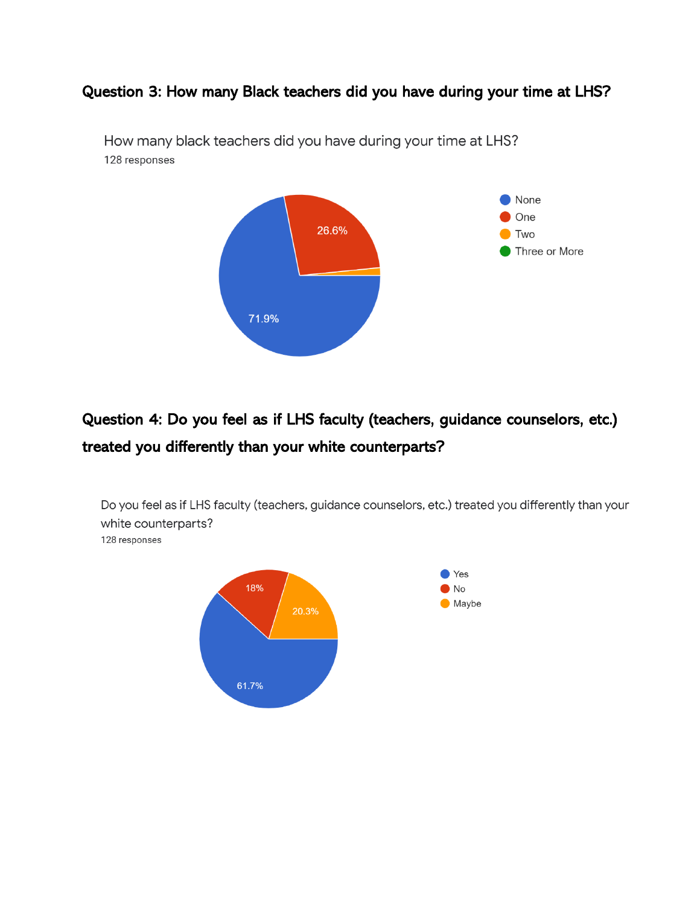**Question 3: How many Black teachers did you have during your time at LHS?**

How many black teachers did you have during your time at LHS?
128 responses

- None
- One
- Two
- Three or More

26.6%

71.9%

**Question 4: Do you feel as if LHS faculty (teachers, guidance counselors, etc.) treated you differently than your white counterparts?**

Do you feel as if LHS faculty (teachers, guidance counselors, etc.) treated you differently than your white counterparts?
128 responses

- Yes
- No
- Maybe

18%

20.3%

61.7%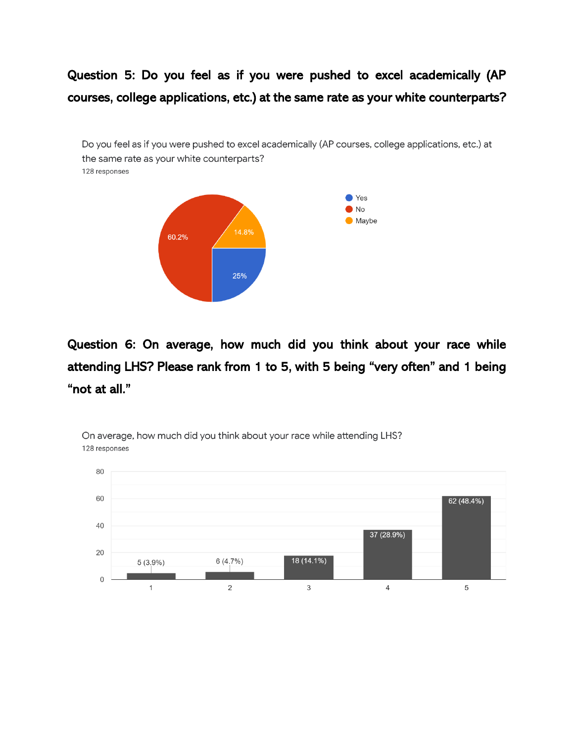**Question 5: Do you feel as if you were pushed to excel academically (AP courses, college applications, etc.) at the same rate as your white counterparts?**

Do you feel as if you were pushed to excel academically (AP courses, college applications, etc.) at the same rate as your white counterparts?
128 responses

| Response | Percentage |
|---|---|
| Yes | 25% |
| No | 60.2% |
| Maybe | 14.8% |

**Question 6: On average, how much did you think about your race while attending LHS? Please rank from 1 to 5, with 5 being "very often" and 1 being "not at all."**

On average, how much did you think about your race while attending LHS?
128 responses

| Rating | Responses |
|---|---|
| 1 | 5 (3.9%) |
| 2 | 6 (4.7%) |
| 3 | 18 (14.1%) |
| 4 | 37 (28.9%) |
| 5 | 62 (48.4%) |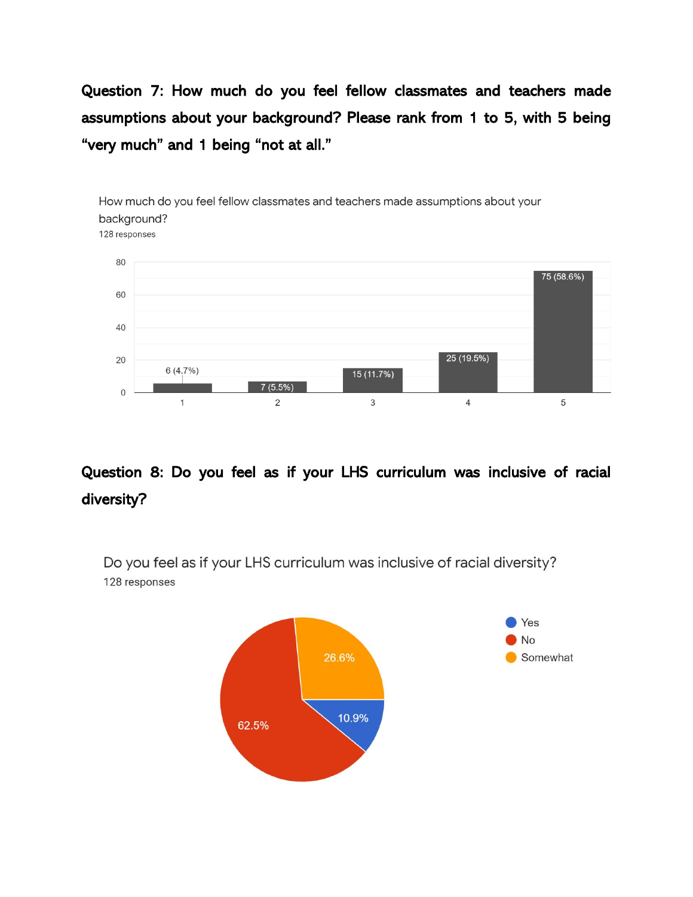**Question 7: How much do you feel fellow classmates and teachers made assumptions about your background? Please rank from 1 to 5, with 5 being "very much" and 1 being "not at all."**

How much do you feel fellow classmates and teachers made assumptions about your background?
128 responses

| Rating | Responses |
| --- | --- |
| 1 | 6 (4.7%) |
| 2 | 7 (5.5%) |
| 3 | 15 (11.7%) |
| 4 | 25 (19.5%) |
| 5 | 75 (58.6%) |

**Question 8: Do you feel as if your LHS curriculum was inclusive of racial diversity?**

Do you feel as if your LHS curriculum was inclusive of racial diversity?
128 responses

| Response | Percentage |
| --- | --- |
| Yes | 10.9% |
| No | 62.5% |
| Somewhat | 26.6% |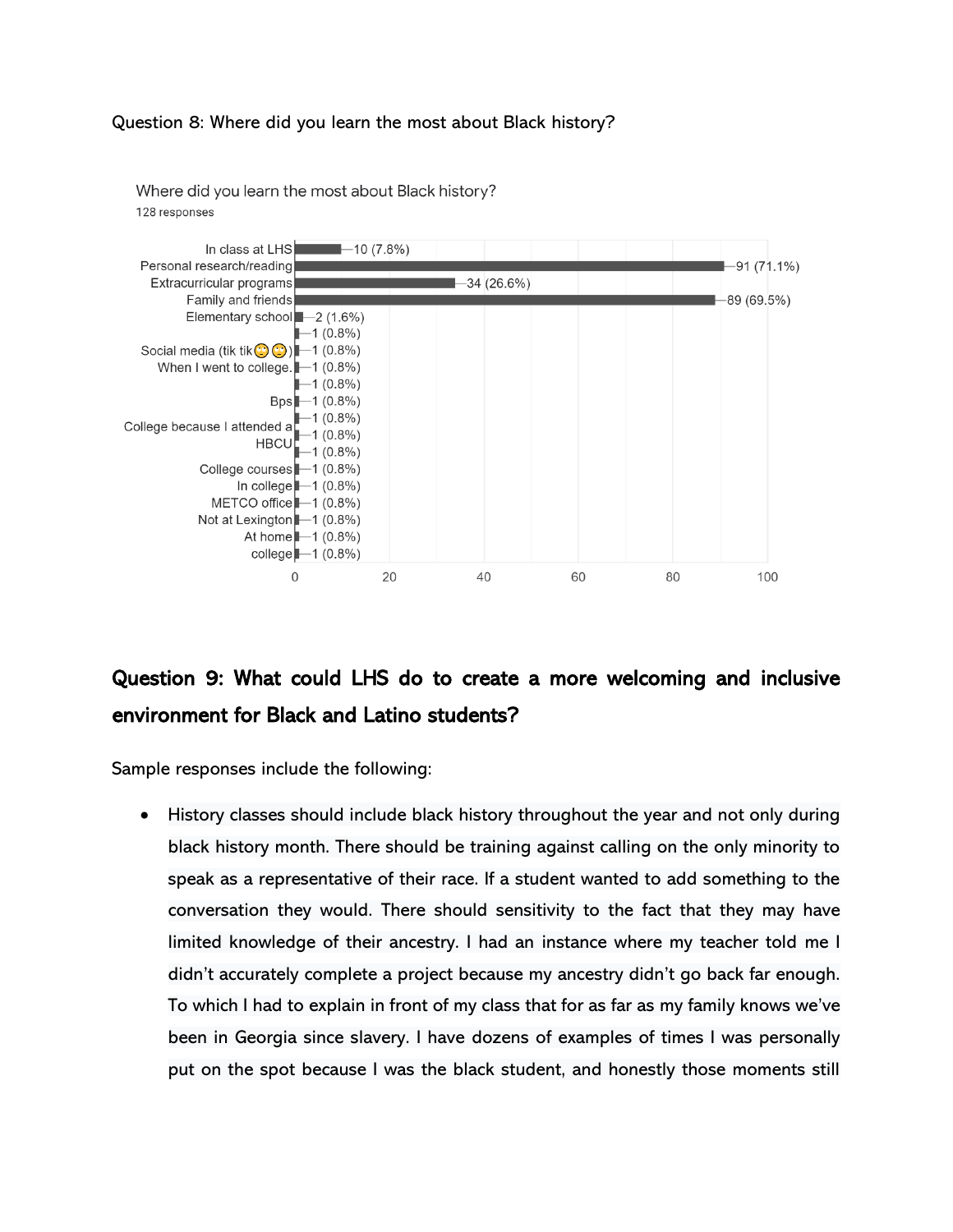Question 8: Where did you learn the most about Black history?

Where did you learn the most about Black history?
128 responses

| Response | Count |
| --- | --- |
| In class at LHS | 10 (7.8%) |
| Personal research/reading | 91 (71.1%) |
| Extracurricular programs | 34 (26.6%) |
| Family and friends | 89 (69.5%) |
| Elementary school | 2 (1.6%) |
| | 1 (0.8%) |
| Social media (tik tik🙄🙄) | 1 (0.8%) |
| When I went to college. | 1 (0.8%) |
| | 1 (0.8%) |
| Bps | 1 (0.8%) |
| | 1 (0.8%) |
| College because I attended a HBCU | 1 (0.8%) |
| | 1 (0.8%) |
| College courses | 1 (0.8%) |
| In college | 1 (0.8%) |
| METCO office | 1 (0.8%) |
| Not at Lexington | 1 (0.8%) |
| At home | 1 (0.8%) |
| college | 1 (0.8%) |

## Question 9: What could LHS do to create a more welcoming and inclusive environment for Black and Latino students?

Sample responses include the following:

- History classes should include black history throughout the year and not only during black history month. There should be training against calling on the only minority to speak as a representative of their race. If a student wanted to add something to the conversation they would. There should sensitivity to the fact that they may have limited knowledge of their ancestry. I had an instance where my teacher told me I didn't accurately complete a project because my ancestry didn't go back far enough. To which I had to explain in front of my class that for as far as my family knows we've been in Georgia since slavery. I have dozens of examples of times I was personally put on the spot because I was the black student, and honestly those moments still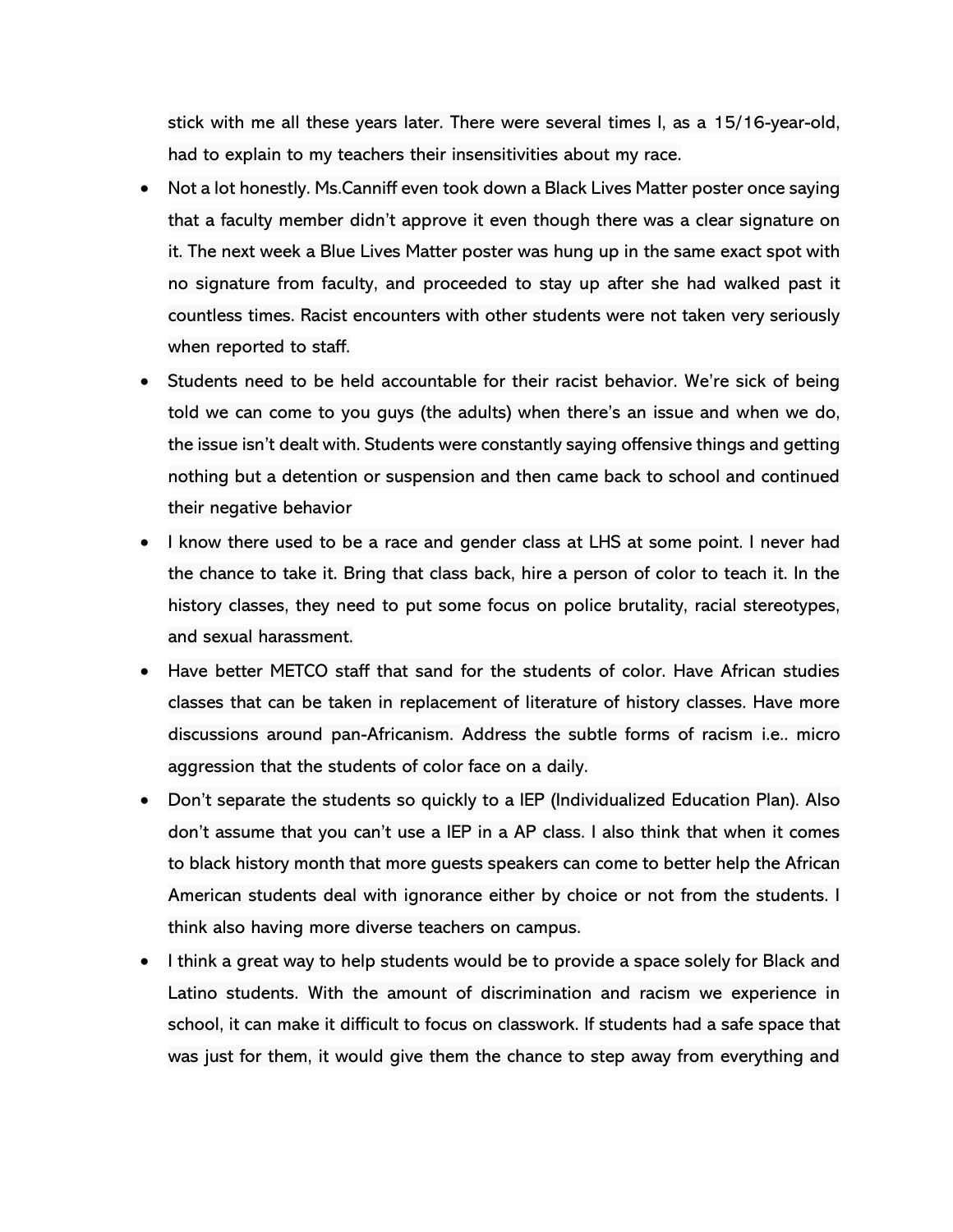stick with me all these years later. There were several times I, as a 15/16-year-old, had to explain to my teachers their insensitivities about my race.

- Not a lot honestly. Ms.Canniff even took down a Black Lives Matter poster once saying that a faculty member didn't approve it even though there was a clear signature on it. The next week a Blue Lives Matter poster was hung up in the same exact spot with no signature from faculty, and proceeded to stay up after she had walked past it countless times. Racist encounters with other students were not taken very seriously when reported to staff.
- Students need to be held accountable for their racist behavior. We're sick of being told we can come to you guys (the adults) when there's an issue and when we do, the issue isn't dealt with. Students were constantly saying offensive things and getting nothing but a detention or suspension and then came back to school and continued their negative behavior
- I know there used to be a race and gender class at LHS at some point. I never had the chance to take it. Bring that class back, hire a person of color to teach it. In the history classes, they need to put some focus on police brutality, racial stereotypes, and sexual harassment.
- Have better METCO staff that sand for the students of color. Have African studies classes that can be taken in replacement of literature of history classes. Have more discussions around pan-Africanism. Address the subtle forms of racism i.e.. micro aggression that the students of color face on a daily.
- Don't separate the students so quickly to a IEP (Individualized Education Plan). Also don't assume that you can't use a IEP in a AP class. I also think that when it comes to black history month that more guests speakers can come to better help the African American students deal with ignorance either by choice or not from the students. I think also having more diverse teachers on campus.
- I think a great way to help students would be to provide a space solely for Black and Latino students. With the amount of discrimination and racism we experience in school, it can make it difficult to focus on classwork. If students had a safe space that was just for them, it would give them the chance to step away from everything and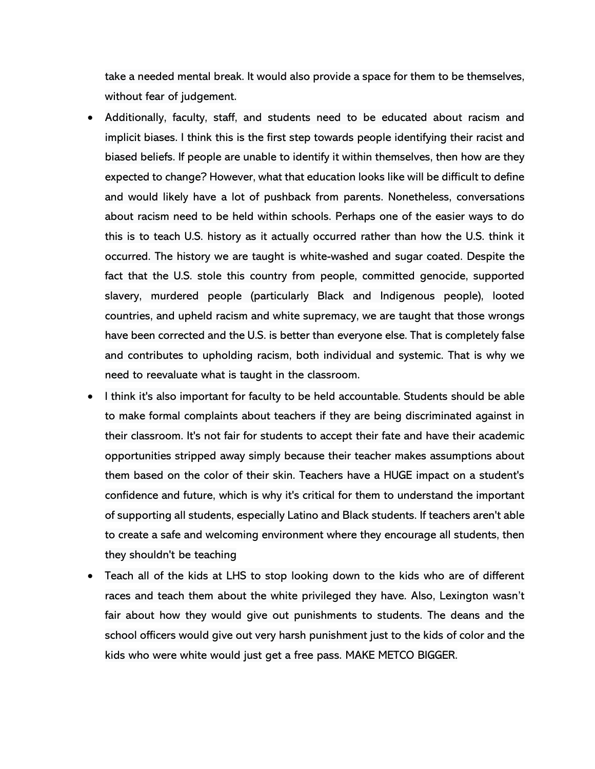take a needed mental break. It would also provide a space for them to be themselves, without fear of judgement.

- Additionally, faculty, staff, and students need to be educated about racism and implicit biases. I think this is the first step towards people identifying their racist and biased beliefs. If people are unable to identify it within themselves, then how are they expected to change? However, what that education looks like will be difficult to define and would likely have a lot of pushback from parents. Nonetheless, conversations about racism need to be held within schools. Perhaps one of the easier ways to do this is to teach U.S. history as it actually occurred rather than how the U.S. think it occurred. The history we are taught is white-washed and sugar coated. Despite the fact that the U.S. stole this country from people, committed genocide, supported slavery, murdered people (particularly Black and Indigenous people), looted countries, and upheld racism and white supremacy, we are taught that those wrongs have been corrected and the U.S. is better than everyone else. That is completely false and contributes to upholding racism, both individual and systemic. That is why we need to reevaluate what is taught in the classroom.
- I think it's also important for faculty to be held accountable. Students should be able to make formal complaints about teachers if they are being discriminated against in their classroom. It's not fair for students to accept their fate and have their academic opportunities stripped away simply because their teacher makes assumptions about them based on the color of their skin. Teachers have a HUGE impact on a student's confidence and future, which is why it's critical for them to understand the important of supporting all students, especially Latino and Black students. If teachers aren't able to create a safe and welcoming environment where they encourage all students, then they shouldn't be teaching
- Teach all of the kids at LHS to stop looking down to the kids who are of different races and teach them about the white privileged they have. Also, Lexington wasn't fair about how they would give out punishments to students. The deans and the school officers would give out very harsh punishment just to the kids of color and the kids who were white would just get a free pass. MAKE METCO BIGGER.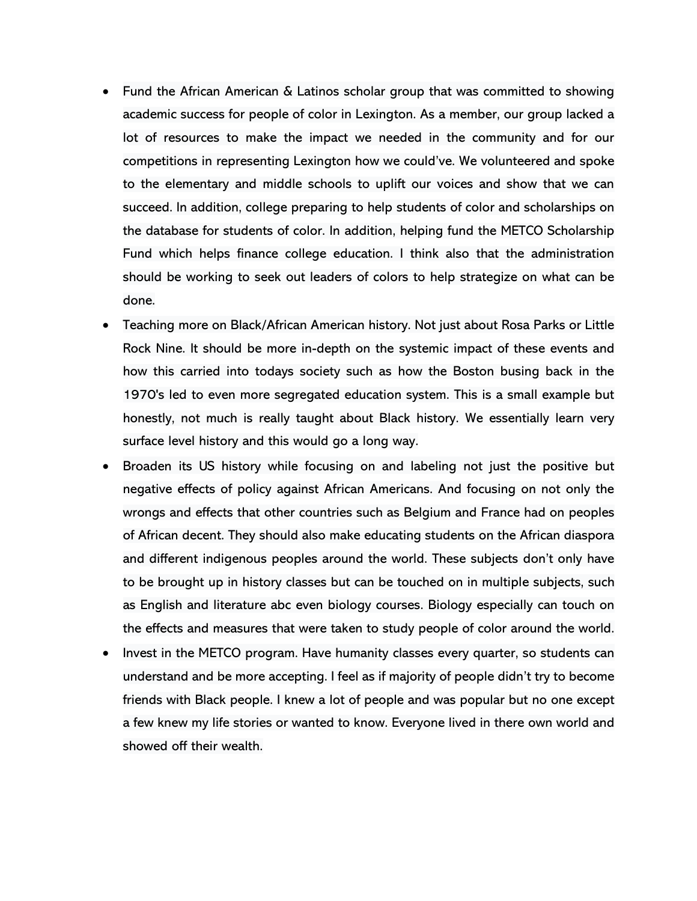- Fund the African American & Latinos scholar group that was committed to showing academic success for people of color in Lexington. As a member, our group lacked a lot of resources to make the impact we needed in the community and for our competitions in representing Lexington how we could've. We volunteered and spoke to the elementary and middle schools to uplift our voices and show that we can succeed. In addition, college preparing to help students of color and scholarships on the database for students of color. In addition, helping fund the METCO Scholarship Fund which helps finance college education. I think also that the administration should be working to seek out leaders of colors to help strategize on what can be done.
- Teaching more on Black/African American history. Not just about Rosa Parks or Little Rock Nine. It should be more in-depth on the systemic impact of these events and how this carried into todays society such as how the Boston busing back in the 1970's led to even more segregated education system. This is a small example but honestly, not much is really taught about Black history. We essentially learn very surface level history and this would go a long way.
- Broaden its US history while focusing on and labeling not just the positive but negative effects of policy against African Americans. And focusing on not only the wrongs and effects that other countries such as Belgium and France had on peoples of African decent. They should also make educating students on the African diaspora and different indigenous peoples around the world. These subjects don't only have to be brought up in history classes but can be touched on in multiple subjects, such as English and literature abc even biology courses. Biology especially can touch on the effects and measures that were taken to study people of color around the world.
- Invest in the METCO program. Have humanity classes every quarter, so students can understand and be more accepting. I feel as if majority of people didn't try to become friends with Black people. I knew a lot of people and was popular but no one except a few knew my life stories or wanted to know. Everyone lived in there own world and showed off their wealth.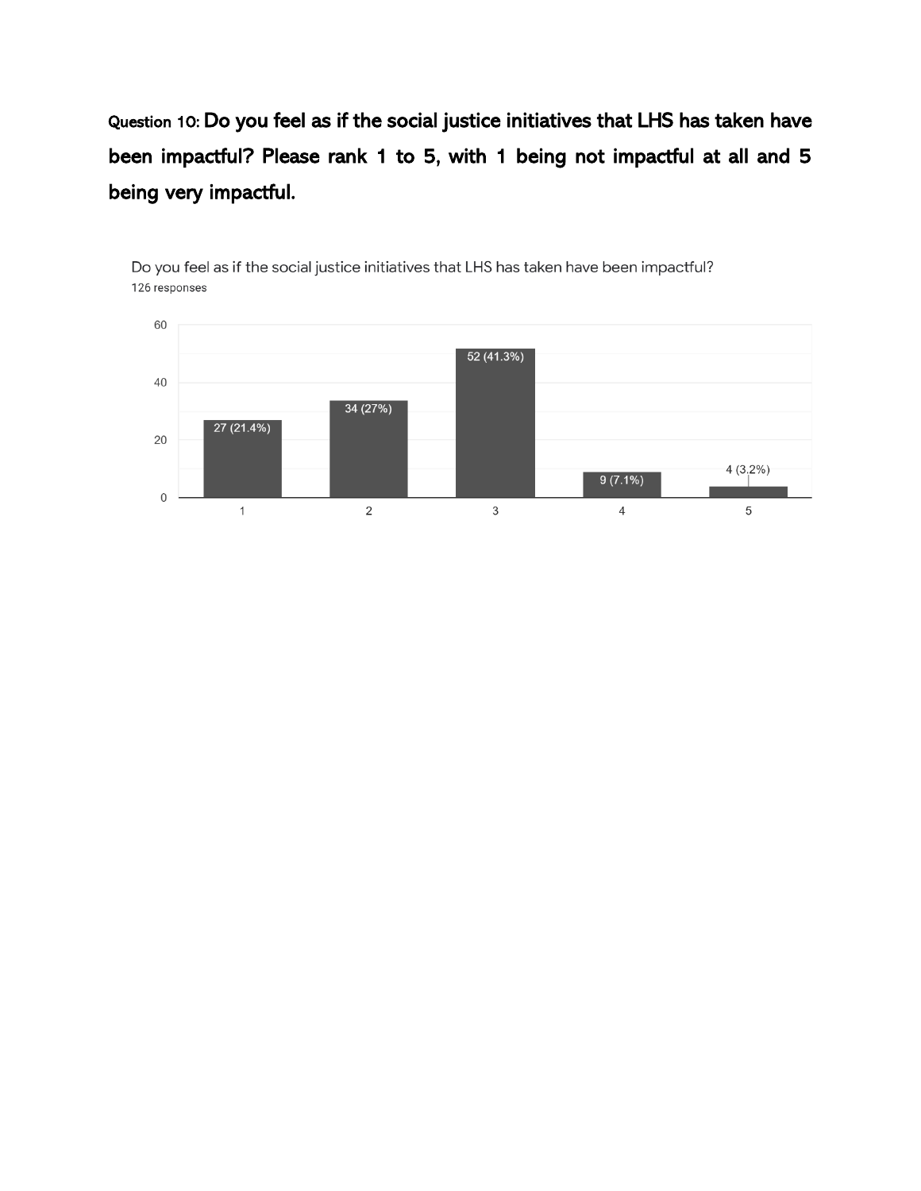**Question 10: Do you feel as if the social justice initiatives that LHS has taken have been impactful? Please rank 1 to 5, with 1 being not impactful at all and 5 being very impactful.**

Do you feel as if the social justice initiatives that LHS has taken have been impactful?
126 responses

| Rating | Responses |
|---|---|
| 1 | 27 (21.4%) |
| 2 | 34 (27%) |
| 3 | 52 (41.3%) |
| 4 | 9 (7.1%) |
| 5 | 4 (3.2%) |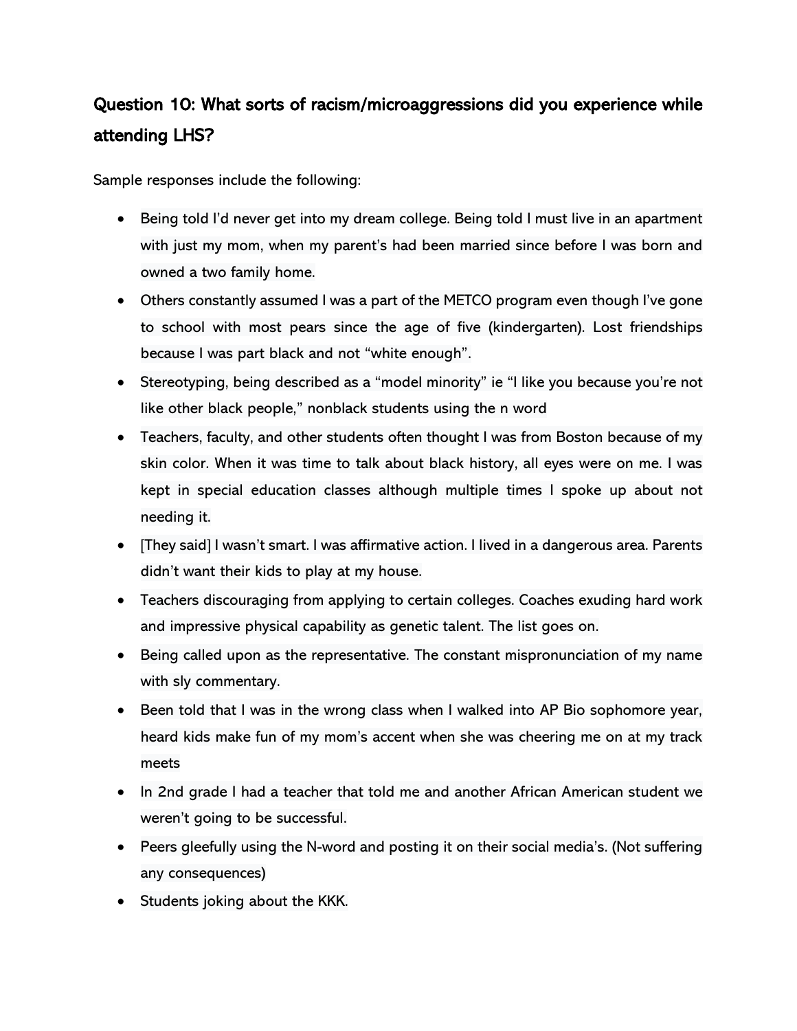## Question 10: What sorts of racism/microaggressions did you experience while attending LHS?

Sample responses include the following:

- Being told I'd never get into my dream college. Being told I must live in an apartment with just my mom, when my parent's had been married since before I was born and owned a two family home.
- Others constantly assumed I was a part of the METCO program even though I've gone to school with most pears since the age of five (kindergarten). Lost friendships because I was part black and not "white enough".
- Stereotyping, being described as a "model minority" ie "I like you because you're not like other black people," nonblack students using the n word
- Teachers, faculty, and other students often thought I was from Boston because of my skin color. When it was time to talk about black history, all eyes were on me. I was kept in special education classes although multiple times I spoke up about not needing it.
- [They said] I wasn't smart. I was affirmative action. I lived in a dangerous area. Parents didn't want their kids to play at my house.
- Teachers discouraging from applying to certain colleges. Coaches exuding hard work and impressive physical capability as genetic talent. The list goes on.
- Being called upon as the representative. The constant mispronunciation of my name with sly commentary.
- Been told that I was in the wrong class when I walked into AP Bio sophomore year, heard kids make fun of my mom's accent when she was cheering me on at my track meets
- In 2nd grade I had a teacher that told me and another African American student we weren't going to be successful.
- Peers gleefully using the N-word and posting it on their social media's. (Not suffering any consequences)
- Students joking about the KKK.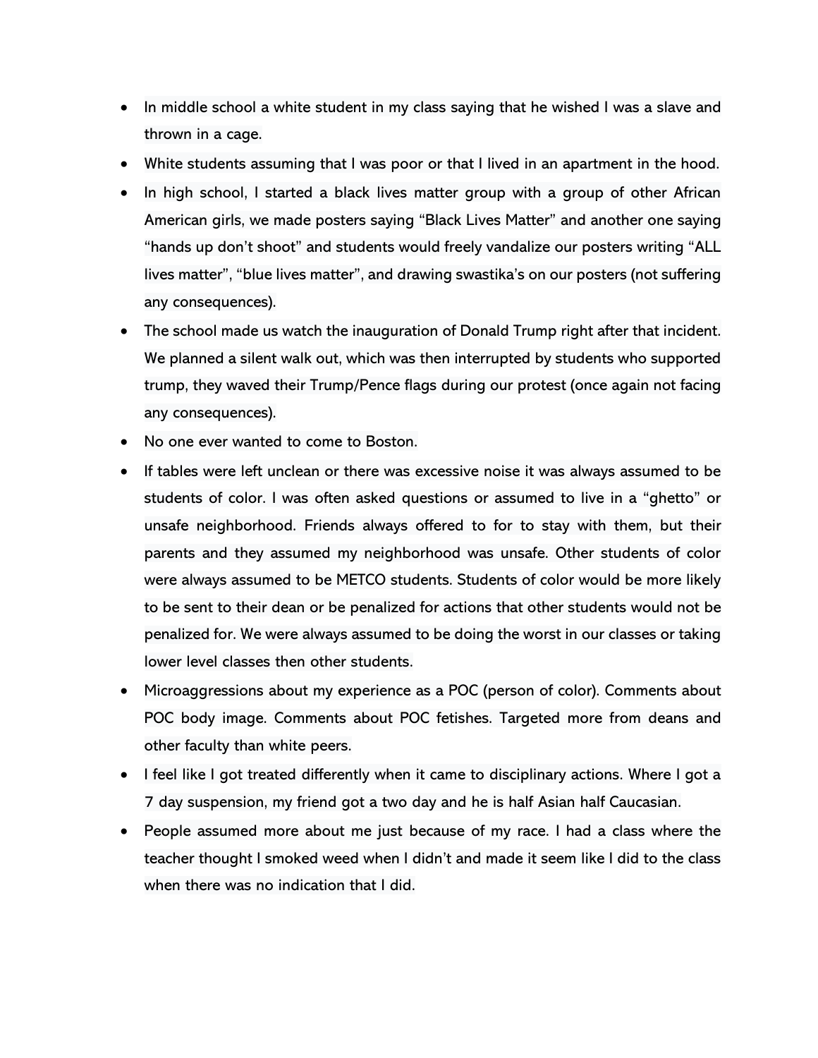- In middle school a white student in my class saying that he wished I was a slave and thrown in a cage.
- White students assuming that I was poor or that I lived in an apartment in the hood.
- In high school, I started a black lives matter group with a group of other African American girls, we made posters saying "Black Lives Matter" and another one saying "hands up don't shoot" and students would freely vandalize our posters writing "ALL lives matter", "blue lives matter", and drawing swastika's on our posters (not suffering any consequences).
- The school made us watch the inauguration of Donald Trump right after that incident. We planned a silent walk out, which was then interrupted by students who supported trump, they waved their Trump/Pence flags during our protest (once again not facing any consequences).
- No one ever wanted to come to Boston.
- If tables were left unclean or there was excessive noise it was always assumed to be students of color. I was often asked questions or assumed to live in a "ghetto" or unsafe neighborhood. Friends always offered to for to stay with them, but their parents and they assumed my neighborhood was unsafe. Other students of color were always assumed to be METCO students. Students of color would be more likely to be sent to their dean or be penalized for actions that other students would not be penalized for. We were always assumed to be doing the worst in our classes or taking lower level classes then other students.
- Microaggressions about my experience as a POC (person of color). Comments about POC body image. Comments about POC fetishes. Targeted more from deans and other faculty than white peers.
- I feel like I got treated differently when it came to disciplinary actions. Where I got a 7 day suspension, my friend got a two day and he is half Asian half Caucasian.
- People assumed more about me just because of my race. I had a class where the teacher thought I smoked weed when I didn't and made it seem like I did to the class when there was no indication that I did.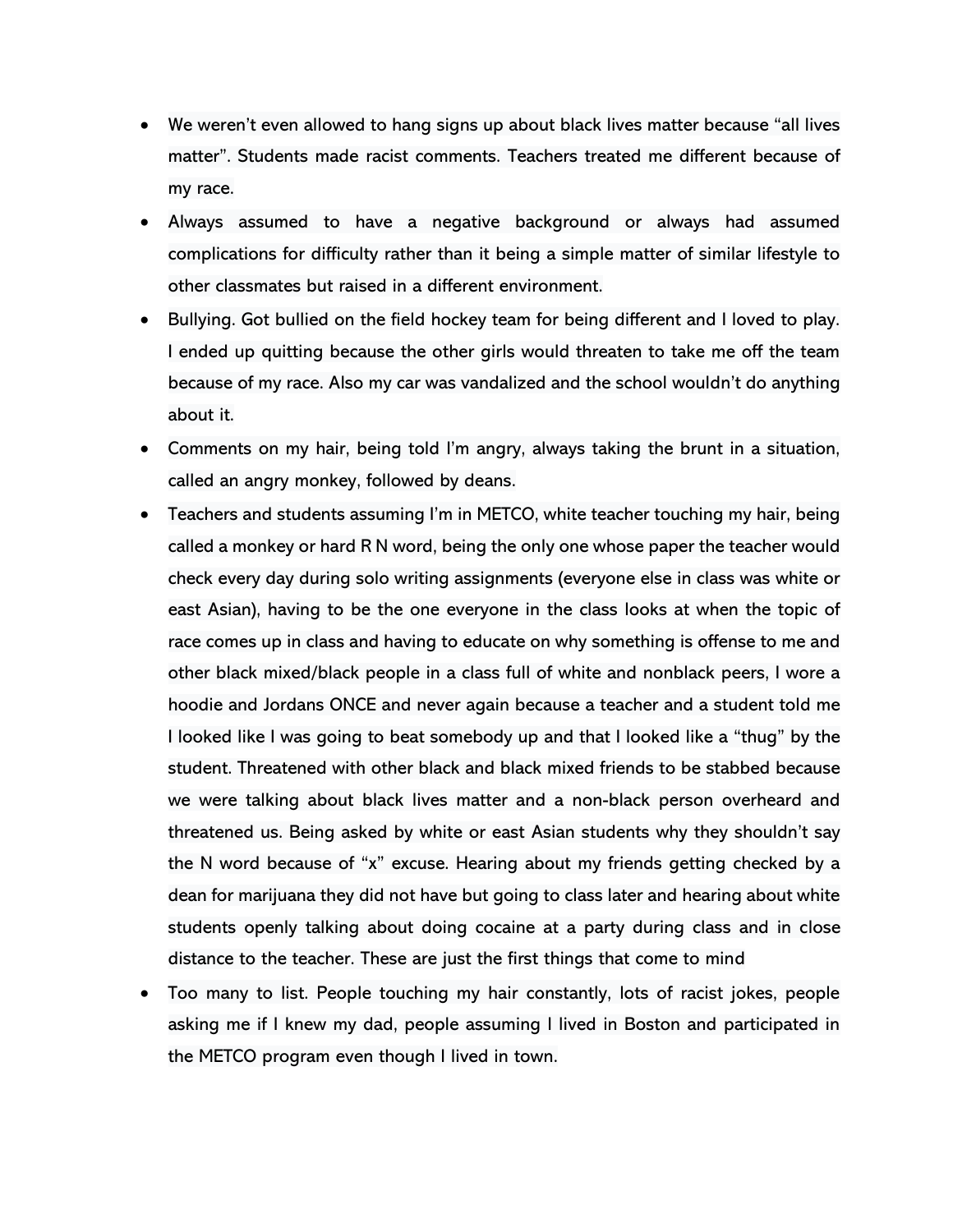- We weren't even allowed to hang signs up about black lives matter because "all lives matter". Students made racist comments. Teachers treated me different because of my race.
- Always assumed to have a negative background or always had assumed complications for difficulty rather than it being a simple matter of similar lifestyle to other classmates but raised in a different environment.
- Bullying. Got bullied on the field hockey team for being different and I loved to play. I ended up quitting because the other girls would threaten to take me off the team because of my race. Also my car was vandalized and the school wouldn't do anything about it.
- Comments on my hair, being told I'm angry, always taking the brunt in a situation, called an angry monkey, followed by deans.
- Teachers and students assuming I'm in METCO, white teacher touching my hair, being called a monkey or hard R N word, being the only one whose paper the teacher would check every day during solo writing assignments (everyone else in class was white or east Asian), having to be the one everyone in the class looks at when the topic of race comes up in class and having to educate on why something is offense to me and other black mixed/black people in a class full of white and nonblack peers, I wore a hoodie and Jordans ONCE and never again because a teacher and a student told me I looked like I was going to beat somebody up and that I looked like a "thug" by the student. Threatened with other black and black mixed friends to be stabbed because we were talking about black lives matter and a non-black person overheard and threatened us. Being asked by white or east Asian students why they shouldn't say the N word because of "x" excuse. Hearing about my friends getting checked by a dean for marijuana they did not have but going to class later and hearing about white students openly talking about doing cocaine at a party during class and in close distance to the teacher. These are just the first things that come to mind
- Too many to list. People touching my hair constantly, lots of racist jokes, people asking me if I knew my dad, people assuming I lived in Boston and participated in the METCO program even though I lived in town.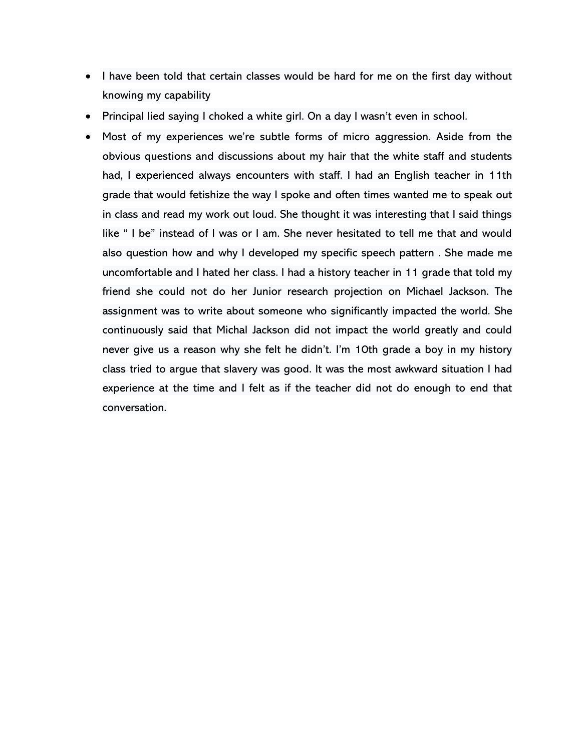- I have been told that certain classes would be hard for me on the first day without knowing my capability
- Principal lied saying I choked a white girl. On a day I wasn't even in school.
- Most of my experiences we're subtle forms of micro aggression. Aside from the obvious questions and discussions about my hair that the white staff and students had, I experienced always encounters with staff. I had an English teacher in 11th grade that would fetishize the way I spoke and often times wanted me to speak out in class and read my work out loud. She thought it was interesting that I said things like " I be" instead of I was or I am. She never hesitated to tell me that and would also question how and why I developed my specific speech pattern . She made me uncomfortable and I hated her class. I had a history teacher in 11 grade that told my friend she could not do her Junior research projection on Michael Jackson. The assignment was to write about someone who significantly impacted the world. She continuously said that Michal Jackson did not impact the world greatly and could never give us a reason why she felt he didn't. I'm 10th grade a boy in my history class tried to argue that slavery was good. It was the most awkward situation I had experience at the time and I felt as if the teacher did not do enough to end that conversation.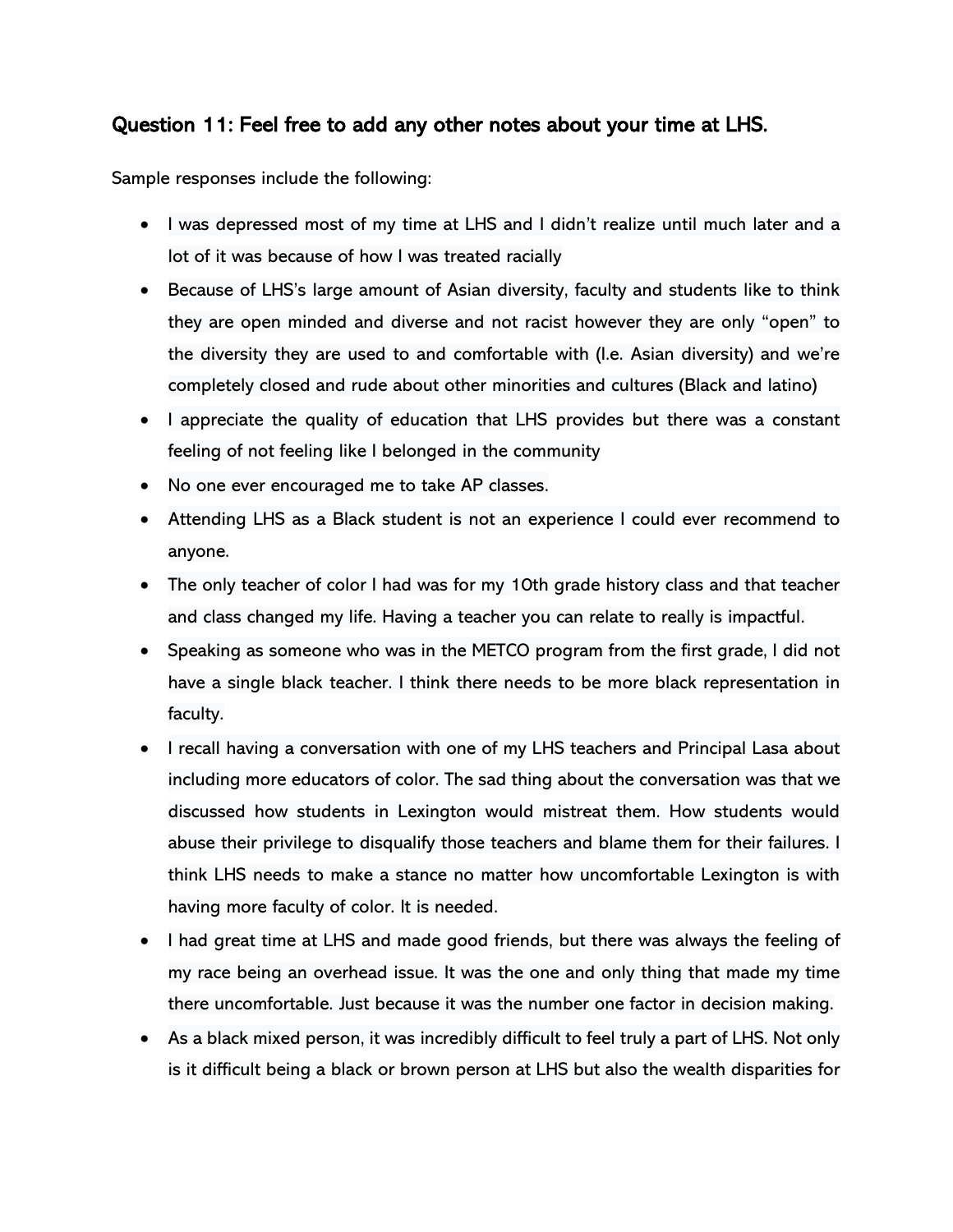### Question 11: Feel free to add any other notes about your time at LHS.

Sample responses include the following:

- I was depressed most of my time at LHS and I didn't realize until much later and a lot of it was because of how I was treated racially
- Because of LHS's large amount of Asian diversity, faculty and students like to think they are open minded and diverse and not racist however they are only "open" to the diversity they are used to and comfortable with (I.e. Asian diversity) and we're completely closed and rude about other minorities and cultures (Black and latino)
- I appreciate the quality of education that LHS provides but there was a constant feeling of not feeling like I belonged in the community
- No one ever encouraged me to take AP classes.
- Attending LHS as a Black student is not an experience I could ever recommend to anyone.
- The only teacher of color I had was for my 10th grade history class and that teacher and class changed my life. Having a teacher you can relate to really is impactful.
- Speaking as someone who was in the METCO program from the first grade, I did not have a single black teacher. I think there needs to be more black representation in faculty.
- I recall having a conversation with one of my LHS teachers and Principal Lasa about including more educators of color. The sad thing about the conversation was that we discussed how students in Lexington would mistreat them. How students would abuse their privilege to disqualify those teachers and blame them for their failures. I think LHS needs to make a stance no matter how uncomfortable Lexington is with having more faculty of color. It is needed.
- I had great time at LHS and made good friends, but there was always the feeling of my race being an overhead issue. It was the one and only thing that made my time there uncomfortable. Just because it was the number one factor in decision making.
- As a black mixed person, it was incredibly difficult to feel truly a part of LHS. Not only is it difficult being a black or brown person at LHS but also the wealth disparities for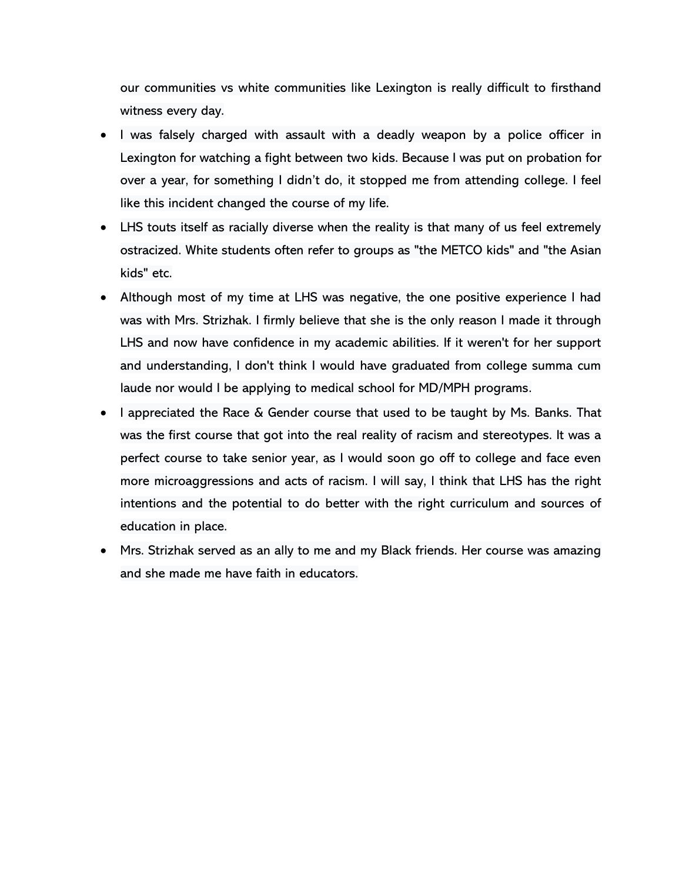our communities vs white communities like Lexington is really difficult to firsthand witness every day.

- I was falsely charged with assault with a deadly weapon by a police officer in Lexington for watching a fight between two kids. Because I was put on probation for over a year, for something I didn't do, it stopped me from attending college. I feel like this incident changed the course of my life.
- LHS touts itself as racially diverse when the reality is that many of us feel extremely ostracized. White students often refer to groups as "the METCO kids" and "the Asian kids" etc.
- Although most of my time at LHS was negative, the one positive experience I had was with Mrs. Strizhak. I firmly believe that she is the only reason I made it through LHS and now have confidence in my academic abilities. If it weren't for her support and understanding, I don't think I would have graduated from college summa cum laude nor would I be applying to medical school for MD/MPH programs.
- I appreciated the Race & Gender course that used to be taught by Ms. Banks. That was the first course that got into the real reality of racism and stereotypes. It was a perfect course to take senior year, as I would soon go off to college and face even more microaggressions and acts of racism. I will say, I think that LHS has the right intentions and the potential to do better with the right curriculum and sources of education in place.
- Mrs. Strizhak served as an ally to me and my Black friends. Her course was amazing and she made me have faith in educators.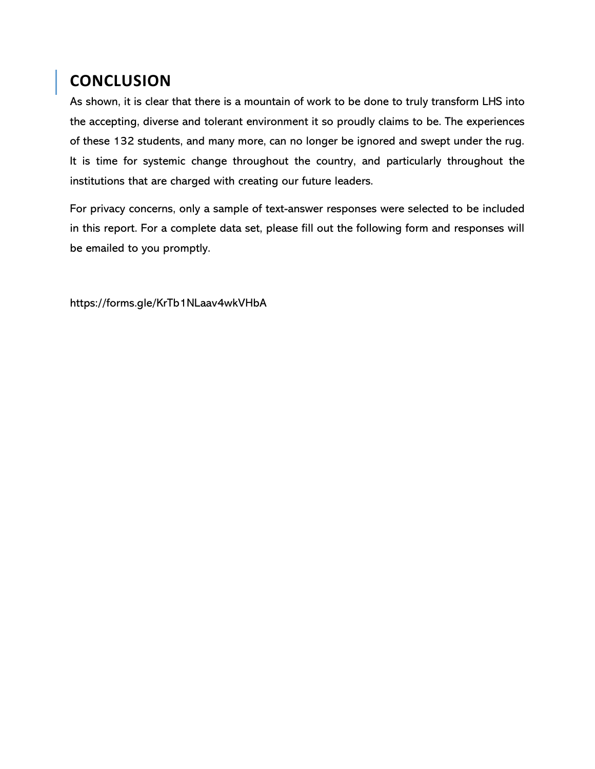## CONCLUSION

As shown, it is clear that there is a mountain of work to be done to truly transform LHS into the accepting, diverse and tolerant environment it so proudly claims to be. The experiences of these 132 students, and many more, can no longer be ignored and swept under the rug. It is time for systemic change throughout the country, and particularly throughout the institutions that are charged with creating our future leaders.

For privacy concerns, only a sample of text-answer responses were selected to be included in this report. For a complete data set, please fill out the following form and responses will be emailed to you promptly.

https://forms.gle/KrTb1NLaav4wkVHbA